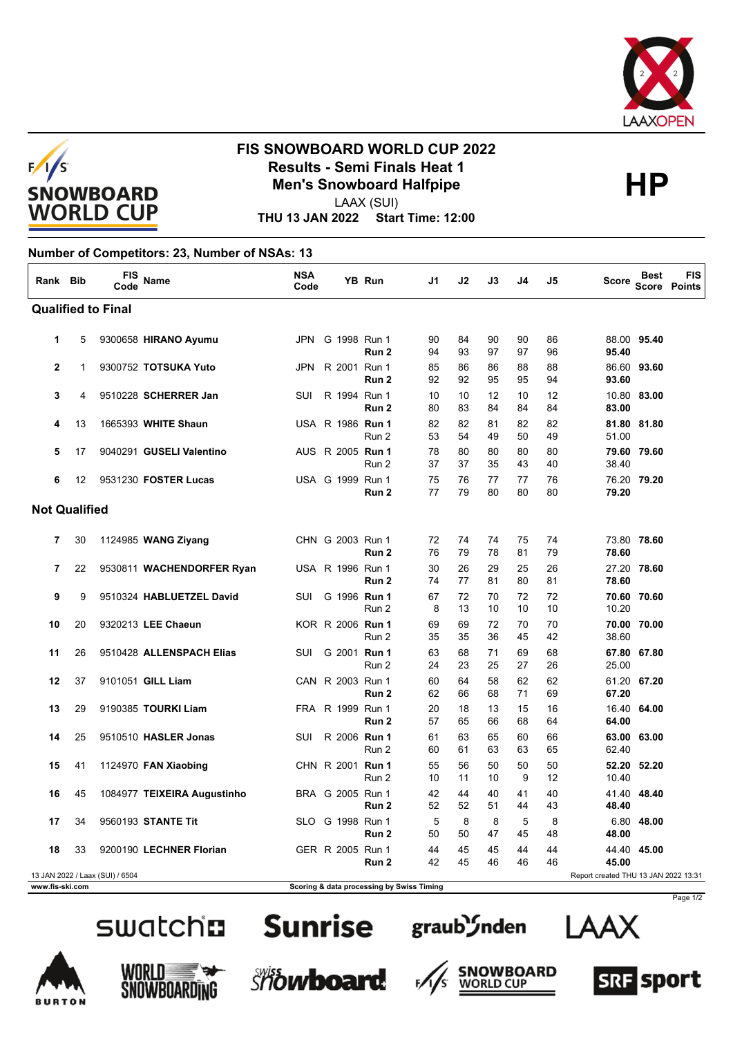# FIS SNOWBOARD WORLD CUP 2022

## Results - Semi Finals Heat 1

## Men's Snowboard Halfpipe

**HP**

LAAX (SUI)

**THU 13 JAN 2022 Start Time: 12:00**

**Number of Competitors: 23, Number of NSAs: 13**

| Rank | Bib | FIS Code | Name | NSA Code | | YB | Run | J1 | J2 | J3 | J4 | J5 | Score | Best Score | FIS Points |
|---|---|---|---|---|---|---|---|---|---|---|---|---|---|---|---|
| **Qualified to Final** | | | | | | | | | | | | | | | |
| 1 | 5 | 9300658 | **HIRANO Ayumu** | JPN | G | 1998 | Run 1 | 90 | 84 | 90 | 90 | 86 | 88.00 | **95.40** | |
| | | | | | | | **Run 2** | 94 | 93 | 97 | 97 | 96 | **95.40** | | |
| 2 | 1 | 9300752 | **TOTSUKA Yuto** | JPN | R | 2001 | Run 1 | 85 | 86 | 86 | 88 | 88 | 86.60 | **93.60** | |
| | | | | | | | **Run 2** | 92 | 92 | 95 | 95 | 94 | **93.60** | | |
| 3 | 4 | 9510228 | **SCHERRER Jan** | SUI | R | 1994 | Run 1 | 10 | 10 | 12 | 10 | 12 | 10.80 | **83.00** | |
| | | | | | | | **Run 2** | 80 | 83 | 84 | 84 | 84 | **83.00** | | |
| 4 | 13 | 1665393 | **WHITE Shaun** | USA | R | 1986 | **Run 1** | 82 | 82 | 81 | 82 | 82 | **81.80** | **81.80** | |
| | | | | | | | Run 2 | 53 | 54 | 49 | 50 | 49 | 51.00 | | |
| 5 | 17 | 9040291 | **GUSELI Valentino** | AUS | R | 2005 | **Run 1** | 78 | 80 | 80 | 80 | 80 | **79.60** | **79.60** | |
| | | | | | | | Run 2 | 37 | 37 | 35 | 43 | 40 | 38.40 | | |
| 6 | 12 | 9531230 | **FOSTER Lucas** | USA | G | 1999 | Run 1 | 75 | 76 | 77 | 77 | 76 | 76.20 | **79.20** | |
| | | | | | | | **Run 2** | 77 | 79 | 80 | 80 | 80 | **79.20** | | |
| **Not Qualified** | | | | | | | | | | | | | | | |
| 7 | 30 | 1124985 | **WANG Ziyang** | CHN | G | 2003 | Run 1 | 72 | 74 | 74 | 75 | 74 | 73.80 | **78.60** | |
| | | | | | | | **Run 2** | 76 | 79 | 78 | 81 | 79 | **78.60** | | |
| 7 | 22 | 9530811 | **WACHENDORFER Ryan** | USA | R | 1996 | Run 1 | 30 | 26 | 29 | 25 | 26 | 27.20 | **78.60** | |
| | | | | | | | **Run 2** | 74 | 77 | 81 | 80 | 81 | **78.60** | | |
| 9 | 9 | 9510324 | **HABLUETZEL David** | SUI | G | 1996 | **Run 1** | 67 | 72 | 70 | 72 | 72 | **70.60** | **70.60** | |
| | | | | | | | Run 2 | 8 | 13 | 10 | 10 | 10 | 10.20 | | |
| 10 | 20 | 9320213 | **LEE Chaeun** | KOR | R | 2006 | **Run 1** | 69 | 69 | 72 | 70 | 70 | **70.00** | **70.00** | |
| | | | | | | | Run 2 | 35 | 35 | 36 | 45 | 42 | 38.60 | | |
| 11 | 26 | 9510428 | **ALLENSPACH Elias** | SUI | G | 2001 | **Run 1** | 63 | 68 | 71 | 69 | 68 | **67.80** | **67.80** | |
| | | | | | | | Run 2 | 24 | 23 | 25 | 27 | 26 | 25.00 | | |
| 12 | 37 | 9101051 | **GILL Liam** | CAN | R | 2003 | Run 1 | 60 | 64 | 58 | 62 | 62 | 61.20 | **67.20** | |
| | | | | | | | **Run 2** | 62 | 66 | 68 | 71 | 69 | **67.20** | | |
| 13 | 29 | 9190385 | **TOURKI Liam** | FRA | R | 1999 | Run 1 | 20 | 18 | 13 | 15 | 16 | 16.40 | **64.00** | |
| | | | | | | | **Run 2** | 57 | 65 | 66 | 68 | 64 | **64.00** | | |
| 14 | 25 | 9510510 | **HASLER Jonas** | SUI | R | 2006 | **Run 1** | 61 | 63 | 65 | 60 | 66 | **63.00** | **63.00** | |
| | | | | | | | Run 2 | 60 | 61 | 63 | 63 | 65 | 62.40 | | |
| 15 | 41 | 1124970 | **FAN Xiaobing** | CHN | R | 2001 | **Run 1** | 55 | 56 | 50 | 50 | 50 | **52.20** | **52.20** | |
| | | | | | | | Run 2 | 10 | 11 | 10 | 9 | 12 | 10.40 | | |
| 16 | 45 | 1084977 | **TEIXEIRA Augustinho** | BRA | G | 2005 | Run 1 | 42 | 44 | 40 | 41 | 40 | 41.40 | **48.40** | |
| | | | | | | | **Run 2** | 52 | 52 | 51 | 44 | 43 | **48.40** | | |
| 17 | 34 | 9560193 | **STANTE Tit** | SLO | G | 1998 | Run 1 | 5 | 8 | 8 | 5 | 8 | 6.80 | **48.00** | |
| | | | | | | | **Run 2** | 50 | 50 | 47 | 45 | 48 | **48.00** | | |
| 18 | 33 | 9200190 | **LECHNER Florian** | GER | R | 2005 | Run 1 | 44 | 45 | 45 | 44 | 44 | 44.40 | **45.00** | |
| | | | | | | | **Run 2** | 42 | 45 | 46 | 46 | 46 | **45.00** | | |

13 JAN 2022 / Laax (SUI) / 6504

Report created THU 13 JAN 2022 13:31

www.fis-ski.com

Scoring & data processing by Swiss Timing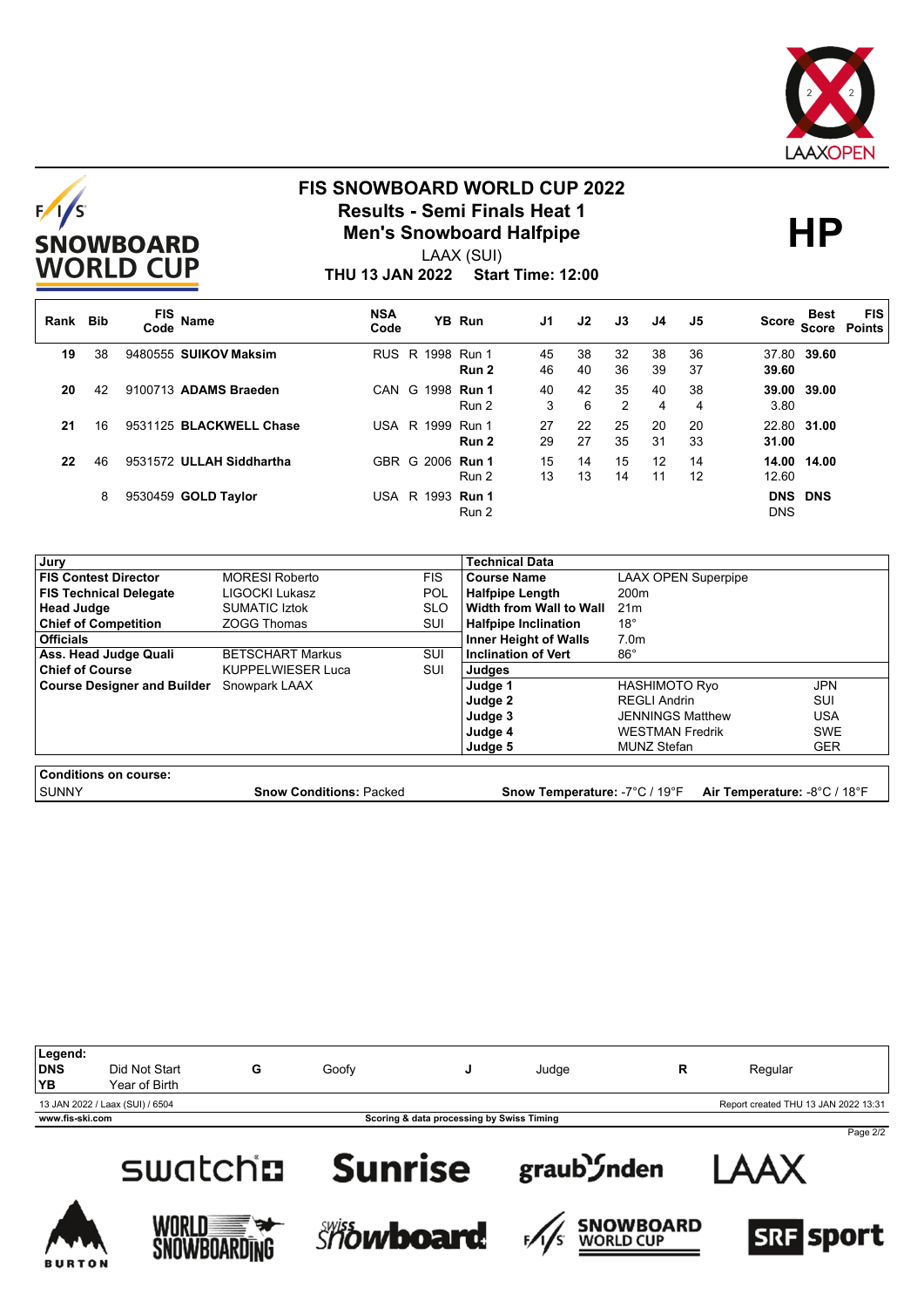# FIS SNOWBOARD WORLD CUP 2022

## Results - Semi Finals Heat 1

## Men's Snowboard Halfpipe

LAAX (SUI)

**THU 13 JAN 2022 Start Time: 12:00**

**HP**

| Rank | Bib | FIS Code | Name | NSA Code | | YB | Run | J1 | J2 | J3 | J4 | J5 | Score | Best Score | FIS Points |
|---|---|---|---|---|---|---|---|---|---|---|---|---|---|---|---|
| 19 | 38 | 9480555 | **SUIKOV Maksim** | RUS | R | 1998 | Run 1 | 45 | 38 | 32 | 38 | 36 | 37.80 | **39.60** | |
| | | | | | | | **Run 2** | 46 | 40 | 36 | 39 | 37 | **39.60** | | |
| 20 | 42 | 9100713 | **ADAMS Braeden** | CAN | G | 1998 | **Run 1** | 40 | 42 | 35 | 40 | 38 | **39.00** | **39.00** | |
| | | | | | | | Run 2 | 3 | 6 | 2 | 4 | 4 | 3.80 | | |
| 21 | 16 | 9531125 | **BLACKWELL Chase** | USA | R | 1999 | Run 1 | 27 | 22 | 25 | 20 | 20 | 22.80 | **31.00** | |
| | | | | | | | **Run 2** | 29 | 27 | 35 | 31 | 33 | **31.00** | | |
| 22 | 46 | 9531572 | **ULLAH Siddhartha** | GBR | G | 2006 | **Run 1** | 15 | 14 | 15 | 12 | 14 | **14.00** | **14.00** | |
| | | | | | | | Run 2 | 13 | 13 | 14 | 11 | 12 | 12.60 | | |
| | 8 | 9530459 | **GOLD Taylor** | USA | R | 1993 | **Run 1** | | | | | | **DNS** | **DNS** | |
| | | | | | | | Run 2 | | | | | | DNS | | |

| Jury | | |
|---|---|---|
| **FIS Contest Director** | MORESI Roberto | FIS |
| **FIS Technical Delegate** | LIGOCKI Lukasz | POL |
| **Head Judge** | SUMATIC Iztok | SLO |
| **Chief of Competition** | ZOGG Thomas | SUI |
| **Officials** | | |
| **Ass. Head Judge Quali** | BETSCHART Markus | SUI |
| **Chief of Course** | KUPPELWIESER Luca | SUI |
| **Course Designer and Builder** | Snowpark LAAX | |

| Technical Data | | |
|---|---|---|
| **Course Name** | LAAX OPEN Superpipe | |
| **Halfpipe Length** | 200m | |
| **Width from Wall to Wall** | 21m | |
| **Halfpipe Inclination** | 18° | |
| **Inner Height of Walls** | 7.0m | |
| **Inclination of Vert** | 86° | |
| **Judges** | | |
| **Judge 1** | HASHIMOTO Ryo | JPN |
| **Judge 2** | REGLI Andrin | SUI |
| **Judge 3** | JENNINGS Matthew | USA |
| **Judge 4** | WESTMAN Fredrik | SWE |
| **Judge 5** | MUNZ Stefan | GER |

**Conditions on course:**

SUNNY | **Snow Conditions:** Packed | **Snow Temperature:** -7°C / 19°F | **Air Temperature:** -8°C / 18°F

| Legend: | | | | | | | |
|---|---|---|---|---|---|---|---|
| **DNS** | Did Not Start | **G** | Goofy | **J** | Judge | **R** | Regular |
| **YB** | Year of Birth | | | | | | |

13 JAN 2022 / Laax (SUI) / 6504 — Report created THU 13 JAN 2022 13:31

www.fis-ski.com — Scoring & data processing by Swiss Timing